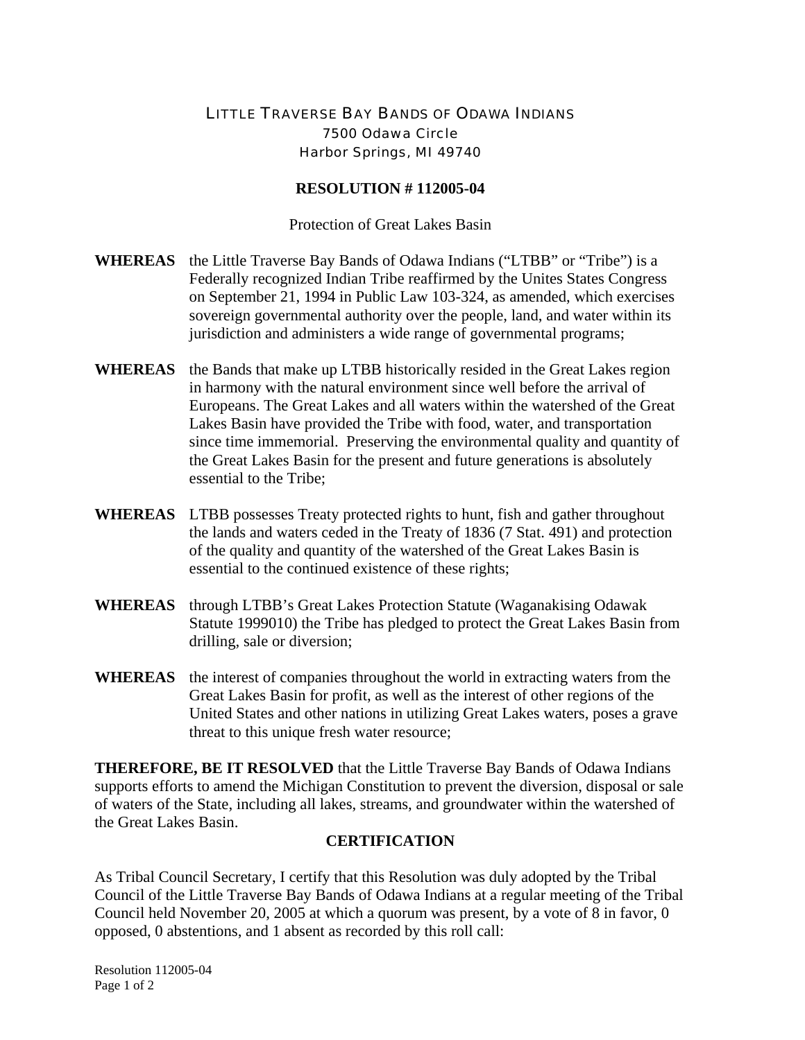# LITTLE TRAVERSE BAY BANDS OF ODAWA INDIANS

7500 Odawa Circle
Harbor Springs, MI 49740

## RESOLUTION # 112005-04

Protection of Great Lakes Basin

**WHEREAS** the Little Traverse Bay Bands of Odawa Indians ("LTBB" or "Tribe") is a Federally recognized Indian Tribe reaffirmed by the Unites States Congress on September 21, 1994 in Public Law 103-324, as amended, which exercises sovereign governmental authority over the people, land, and water within its jurisdiction and administers a wide range of governmental programs;

**WHEREAS** the Bands that make up LTBB historically resided in the Great Lakes region in harmony with the natural environment since well before the arrival of Europeans. The Great Lakes and all waters within the watershed of the Great Lakes Basin have provided the Tribe with food, water, and transportation since time immemorial. Preserving the environmental quality and quantity of the Great Lakes Basin for the present and future generations is absolutely essential to the Tribe;

**WHEREAS** LTBB possesses Treaty protected rights to hunt, fish and gather throughout the lands and waters ceded in the Treaty of 1836 (7 Stat. 491) and protection of the quality and quantity of the watershed of the Great Lakes Basin is essential to the continued existence of these rights;

**WHEREAS** through LTBB's Great Lakes Protection Statute (Waganakising Odawak Statute 1999010) the Tribe has pledged to protect the Great Lakes Basin from drilling, sale or diversion;

**WHEREAS** the interest of companies throughout the world in extracting waters from the Great Lakes Basin for profit, as well as the interest of other regions of the United States and other nations in utilizing Great Lakes waters, poses a grave threat to this unique fresh water resource;

**THEREFORE, BE IT RESOLVED** that the Little Traverse Bay Bands of Odawa Indians supports efforts to amend the Michigan Constitution to prevent the diversion, disposal or sale of waters of the State, including all lakes, streams, and groundwater within the watershed of the Great Lakes Basin.

## CERTIFICATION

As Tribal Council Secretary, I certify that this Resolution was duly adopted by the Tribal Council of the Little Traverse Bay Bands of Odawa Indians at a regular meeting of the Tribal Council held November 20, 2005 at which a quorum was present, by a vote of 8 in favor, 0 opposed, 0 abstentions, and 1 absent as recorded by this roll call: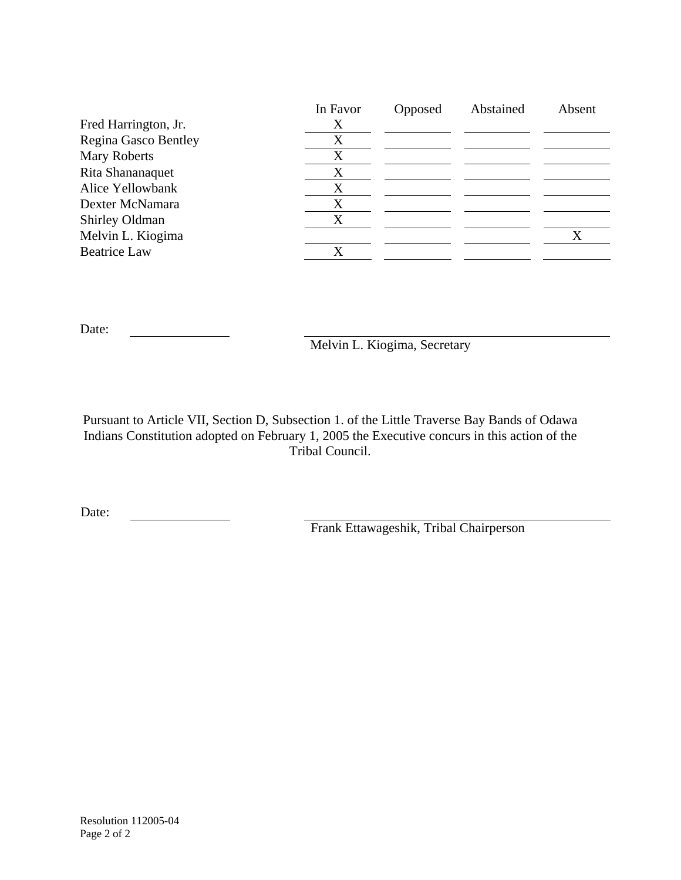| | In Favor | Opposed | Abstained | Absent |
|---|---|---|---|---|
| Fred Harrington, Jr. | X | | | |
| Regina Gasco Bentley | X | | | |
| Mary Roberts | X | | | |
| Rita Shananaquet | X | | | |
| Alice Yellowbank | X | | | |
| Dexter McNamara | X | | | |
| Shirley Oldman | X | | | |
| Melvin L. Kiogima | | | | X |
| Beatrice Law | X | | | |

Date: ______________

______________________________
Melvin L. Kiogima, Secretary

Pursuant to Article VII, Section D, Subsection 1. of the Little Traverse Bay Bands of Odawa Indians Constitution adopted on February 1, 2005 the Executive concurs in this action of the Tribal Council.

Date: ______________

______________________________
Frank Ettawageshik, Tribal Chairperson

Resolution 112005-04